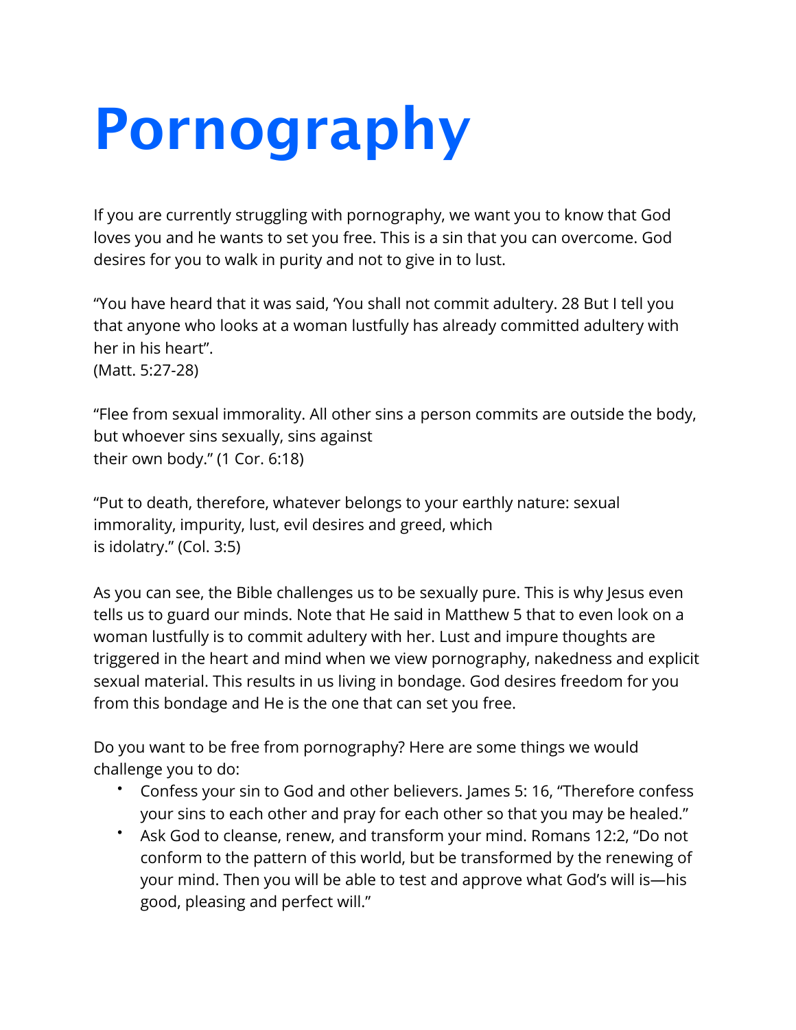# Pornography

If you are currently struggling with pornography, we want you to know that God loves you and he wants to set you free. This is a sin that you can overcome. God desires for you to walk in purity and not to give in to lust.

"You have heard that it was said, 'You shall not commit adultery. 28 But I tell you that anyone who looks at a woman lustfully has already committed adultery with her in his heart".
(Matt. 5:27-28)

"Flee from sexual immorality. All other sins a person commits are outside the body, but whoever sins sexually, sins against their own body." (1 Cor. 6:18)

"Put to death, therefore, whatever belongs to your earthly nature: sexual immorality, impurity, lust, evil desires and greed, which is idolatry." (Col. 3:5)

As you can see, the Bible challenges us to be sexually pure. This is why Jesus even tells us to guard our minds. Note that He said in Matthew 5 that to even look on a woman lustfully is to commit adultery with her. Lust and impure thoughts are triggered in the heart and mind when we view pornography, nakedness and explicit sexual material. This results in us living in bondage. God desires freedom for you from this bondage and He is the one that can set you free.

Do you want to be free from pornography? Here are some things we would challenge you to do:

- Confess your sin to God and other believers. James 5: 16, "Therefore confess your sins to each other and pray for each other so that you may be healed."
- Ask God to cleanse, renew, and transform your mind. Romans 12:2, "Do not conform to the pattern of this world, but be transformed by the renewing of your mind. Then you will be able to test and approve what God's will is—his good, pleasing and perfect will."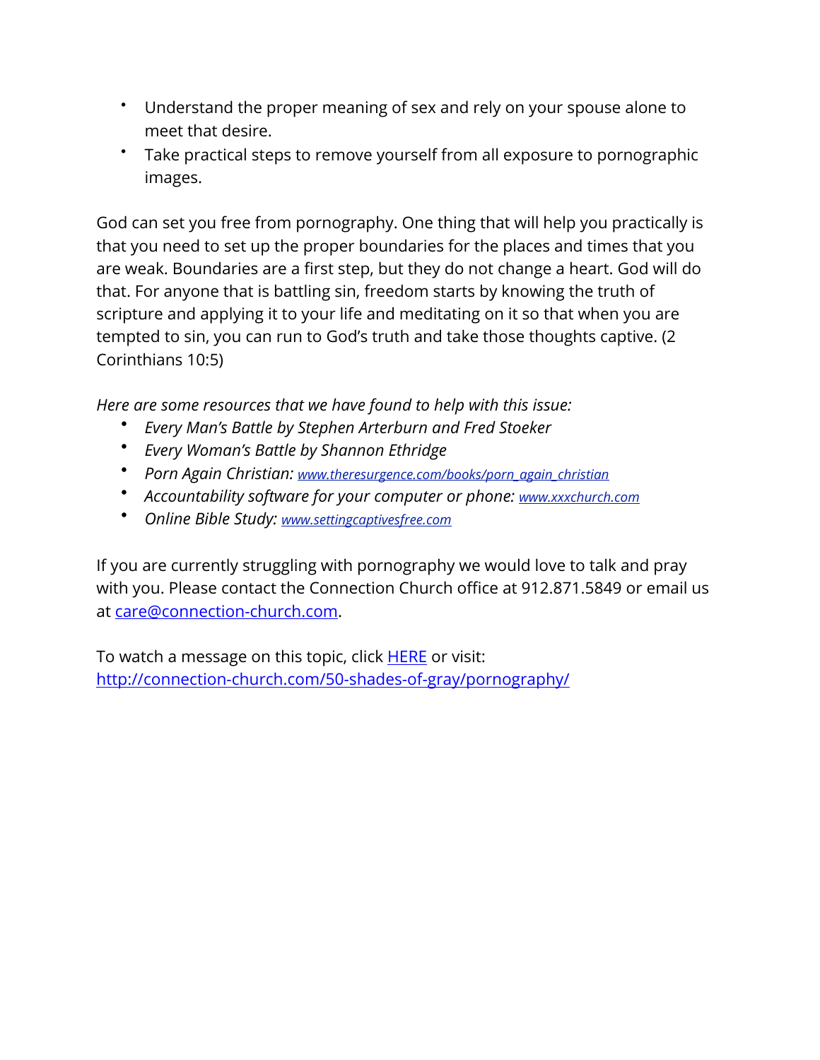- Understand the proper meaning of sex and rely on your spouse alone to meet that desire.
- Take practical steps to remove yourself from all exposure to pornographic images.

God can set you free from pornography. One thing that will help you practically is that you need to set up the proper boundaries for the places and times that you are weak. Boundaries are a first step, but they do not change a heart. God will do that. For anyone that is battling sin, freedom starts by knowing the truth of scripture and applying it to your life and meditating on it so that when you are tempted to sin, you can run to God's truth and take those thoughts captive. (2 Corinthians 10:5)

*Here are some resources that we have found to help with this issue:*

- *Every Man's Battle by Stephen Arterburn and Fred Stoeker*
- *Every Woman's Battle by Shannon Ethridge*
- *Porn Again Christian: www.theresurgence.com/books/porn_again_christian*
- *Accountability software for your computer or phone: www.xxxchurch.com*
- *Online Bible Study: www.settingcaptivesfree.com*

If you are currently struggling with pornography we would love to talk and pray with you. Please contact the Connection Church office at 912.871.5849 or email us at care@connection-church.com.

To watch a message on this topic, click HERE or visit: http://connection-church.com/50-shades-of-gray/pornography/